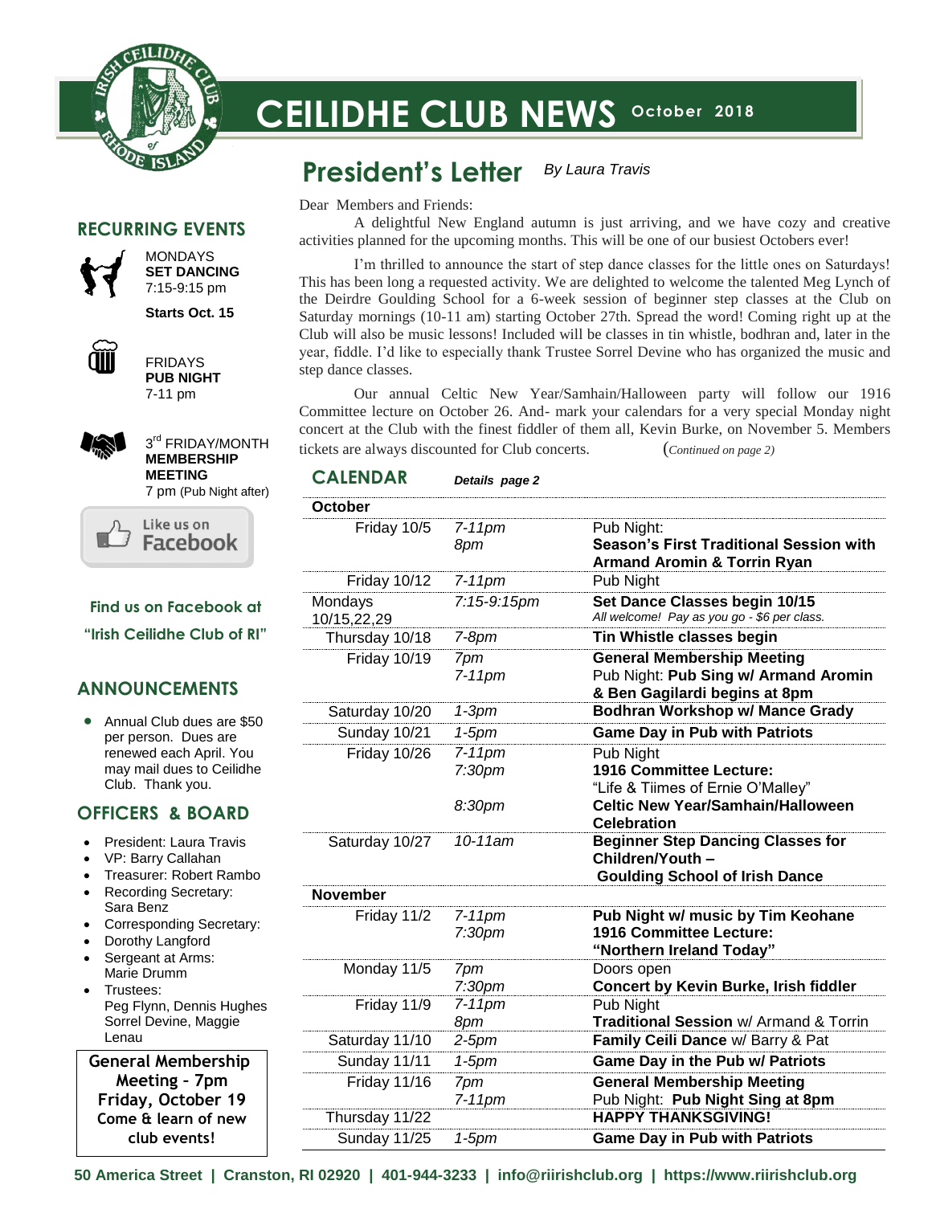# CEILIDHE CLUB NEWS October 2018

## President's Letter

*By Laura Travis*

Dear Members and Friends:

A delightful New England autumn is just arriving, and we have cozy and creative activities planned for the upcoming months. This will be one of our busiest Octobers ever!

I'm thrilled to announce the start of step dance classes for the little ones on Saturdays! This has been long a requested activity. We are delighted to welcome the talented Meg Lynch of the Deirdre Goulding School for a 6-week session of beginner step classes at the Club on Saturday mornings (10-11 am) starting October 27th. Spread the word! Coming right up at the Club will also be music lessons! Included will be classes in tin whistle, bodhran and, later in the year, fiddle. I'd like to especially thank Trustee Sorrel Devine who has organized the music and step dance classes.

Our annual Celtic New Year/Samhain/Halloween party will follow our 1916 Committee lecture on October 26. And- mark your calendars for a very special Monday night concert at the Club with the finest fiddler of them all, Kevin Burke, on November 5. Members tickets are always discounted for Club concerts. (*Continued on page 2*)

## CALENDAR

***Details page 2***

| | | |
|---|---|---|
| **October** | | |
| Friday 10/5 | *7-11pm*<br>*8pm* | Pub Night:<br>**Season's First Traditional Session with Armand Aromin & Torrin Ryan** |
| Friday 10/12 | *7-11pm* | Pub Night |
| Mondays 10/15,22,29 | *7:15-9:15pm* | **Set Dance Classes begin 10/15**<br>*All welcome! Pay as you go - $6 per class.* |
| Thursday 10/18 | *7-8pm* | **Tin Whistle classes begin** |
| Friday 10/19 | *7pm*<br>*7-11pm* | **General Membership Meeting**<br>Pub Night: **Pub Sing w/ Armand Aromin & Ben Gagilardi begins at 8pm** |
| Saturday 10/20 | *1-3pm* | **Bodhran Workshop w/ Mance Grady** |
| Sunday 10/21 | *1-5pm* | **Game Day in Pub with Patriots** |
| Friday 10/26 | *7-11pm*<br>*7:30pm*<br><br>*8:30pm* | Pub Night<br>**1916 Committee Lecture:**<br>"Life & Tiimes of Ernie O'Malley"<br>**Celtic New Year/Samhain/Halloween Celebration** |
| Saturday 10/27 | *10-11am* | **Beginner Step Dancing Classes for Children/Youth – Goulding School of Irish Dance** |
| **November** | | |
| Friday 11/2 | *7-11pm*<br>*7:30pm* | **Pub Night w/ music by Tim Keohane**<br>**1916 Committee Lecture: "Northern Ireland Today"** |
| Monday 11/5 | *7pm*<br>*7:30pm* | Doors open<br>**Concert by Kevin Burke, Irish fiddler** |
| Friday 11/9 | *7-11pm*<br>*8pm* | Pub Night<br>**Traditional Session** w/ Armand & Torrin |
| Saturday 11/10 | *2-5pm* | **Family Ceili Dance** w/ Barry & Pat |
| Sunday 11/11 | *1-5pm* | **Game Day in the Pub w/ Patriots** |
| Friday 11/16 | *7pm*<br>*7-11pm* | **General Membership Meeting**<br>Pub Night: **Pub Night Sing at 8pm** |
| Thursday 11/22 | | **HAPPY THANKSGIVING!** |
| Sunday 11/25 | *1-5pm* | **Game Day in Pub with Patriots** |

## RECURRING EVENTS

MONDAYS
**SET DANCING**
7:15-9:15 pm

**Starts Oct. 15**

FRIDAYS
**PUB NIGHT**
7-11 pm

3rd FRIDAY/MONTH
**MEMBERSHIP MEETING**
7 pm (Pub Night after)

Like us on Facebook

**Find us on Facebook at "Irish Ceilidhe Club of RI"**

## ANNOUNCEMENTS

- Annual Club dues are $50 per person. Dues are renewed each April. You may mail dues to Ceilidhe Club. Thank you.

## OFFICERS & BOARD

- President: Laura Travis
- VP: Barry Callahan
- Treasurer: Robert Rambo
- Recording Secretary: Sara Benz
- Corresponding Secretary:
- Dorothy Langford
- Sergeant at Arms: Marie Drumm
- Trustees: Peg Flynn, Dennis Hughes Sorrel Devine, Maggie Lenau

**General Membership Meeting - 7pm**
**Friday, October 19**
**Come & learn of new club events!**

**50 America Street | Cranston, RI 02920 | 401-944-3233 | info@riirishclub.org | https://www.riirishclub.org**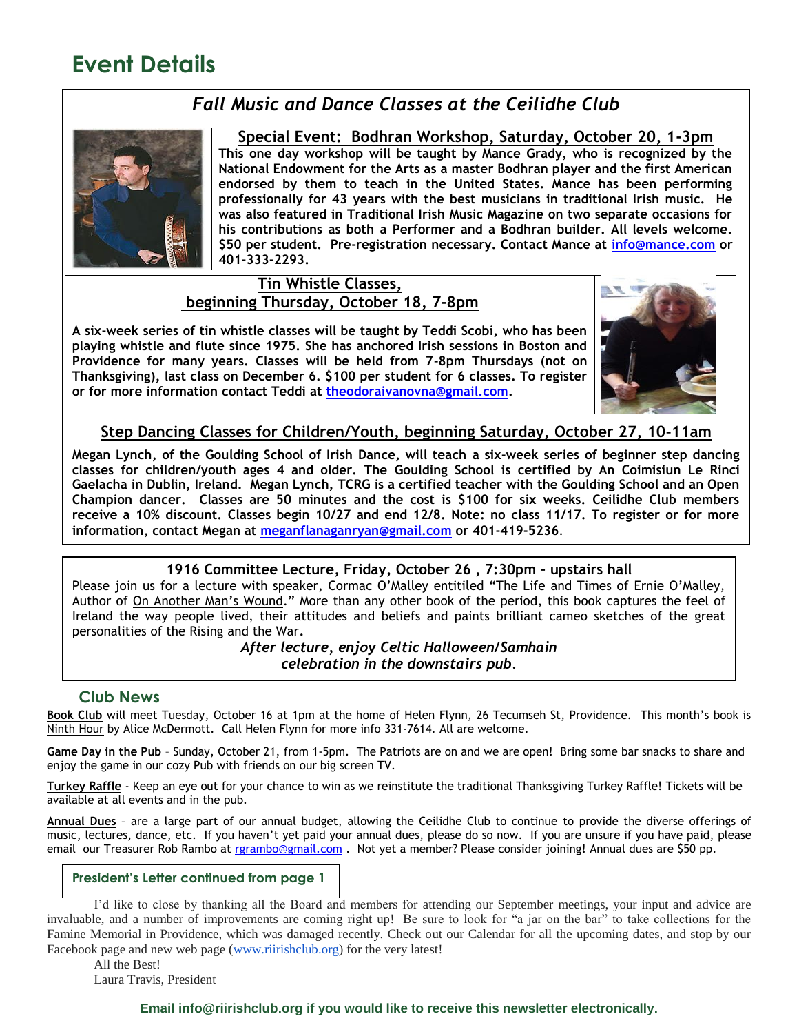# Event Details

## *Fall Music and Dance Classes at the Ceilidhe Club*

### Special Event: Bodhran Workshop, Saturday, October 20, 1-3pm

**This one day workshop will be taught by Mance Grady, who is recognized by the National Endowment for the Arts as a master Bodhran player and the first American endorsed by them to teach in the United States. Mance has been performing professionally for 43 years with the best musicians in traditional Irish music. He was also featured in Traditional Irish Music Magazine on two separate occasions for his contributions as both a Performer and a Bodhran builder. All levels welcome. $50 per student. Pre-registration necessary. Contact Mance at info@mance.com or 401-333-2293.**

### Tin Whistle Classes, beginning Thursday, October 18, 7-8pm

**A six-week series of tin whistle classes will be taught by Teddi Scobi, who has been playing whistle and flute since 1975. She has anchored Irish sessions in Boston and Providence for many years. Classes will be held from 7-8pm Thursdays (not on Thanksgiving), last class on December 6. $100 per student for 6 classes. To register or for more information contact Teddi at theodoraivanovna@gmail.com.**

### Step Dancing Classes for Children/Youth, beginning Saturday, October 27, 10-11am

**Megan Lynch, of the Goulding School of Irish Dance, will teach a six-week series of beginner step dancing classes for children/youth ages 4 and older. The Goulding School is certified by An Coimisiun Le Rinci Gaelacha in Dublin, Ireland. Megan Lynch, TCRG is a certified teacher with the Goulding School and an Open Champion dancer. Classes are 50 minutes and the cost is $100 for six weeks. Ceilidhe Club members receive a 10% discount. Classes begin 10/27 and end 12/8. Note: no class 11/17. To register or for more information, contact Megan at meganflanaganryan@gmail.com or 401-419-5236.**

### 1916 Committee Lecture, Friday, October 26 , 7:30pm – upstairs hall

Please join us for a lecture with speaker, Cormac O'Malley entitiled "The Life and Times of Ernie O'Malley, Author of On Another Man's Wound." More than any other book of the period, this book captures the feel of Ireland the way people lived, their attitudes and beliefs and paints brilliant cameo sketches of the great personalities of the Rising and the War.

***After lecture, enjoy Celtic Halloween/Samhain celebration in the downstairs pub.***

## Club News

**Book Club** will meet Tuesday, October 16 at 1pm at the home of Helen Flynn, 26 Tecumseh St, Providence. This month's book is Ninth Hour by Alice McDermott. Call Helen Flynn for more info 331-7614. All are welcome.

**Game Day in the Pub** – Sunday, October 21, from 1-5pm. The Patriots are on and we are open! Bring some bar snacks to share and enjoy the game in our cozy Pub with friends on our big screen TV.

**Turkey Raffle** - Keep an eye out for your chance to win as we reinstitute the traditional Thanksgiving Turkey Raffle! Tickets will be available at all events and in the pub.

**Annual Dues** – are a large part of our annual budget, allowing the Ceilidhe Club to continue to provide the diverse offerings of music, lectures, dance, etc. If you haven't yet paid your annual dues, please do so now. If you are unsure if you have paid, please email our Treasurer Rob Rambo at rgrambo@gmail.com . Not yet a member? Please consider joining! Annual dues are $50 pp.

### President's Letter continued from page 1

I'd like to close by thanking all the Board and members for attending our September meetings, your input and advice are invaluable, and a number of improvements are coming right up! Be sure to look for "a jar on the bar" to take collections for the Famine Memorial in Providence, which was damaged recently. Check out our Calendar for all the upcoming dates, and stop by our Facebook page and new web page (www.riirishclub.org) for the very latest!

All the Best!
Laura Travis, President

**Email info@riirishclub.org if you would like to receive this newsletter electronically.**